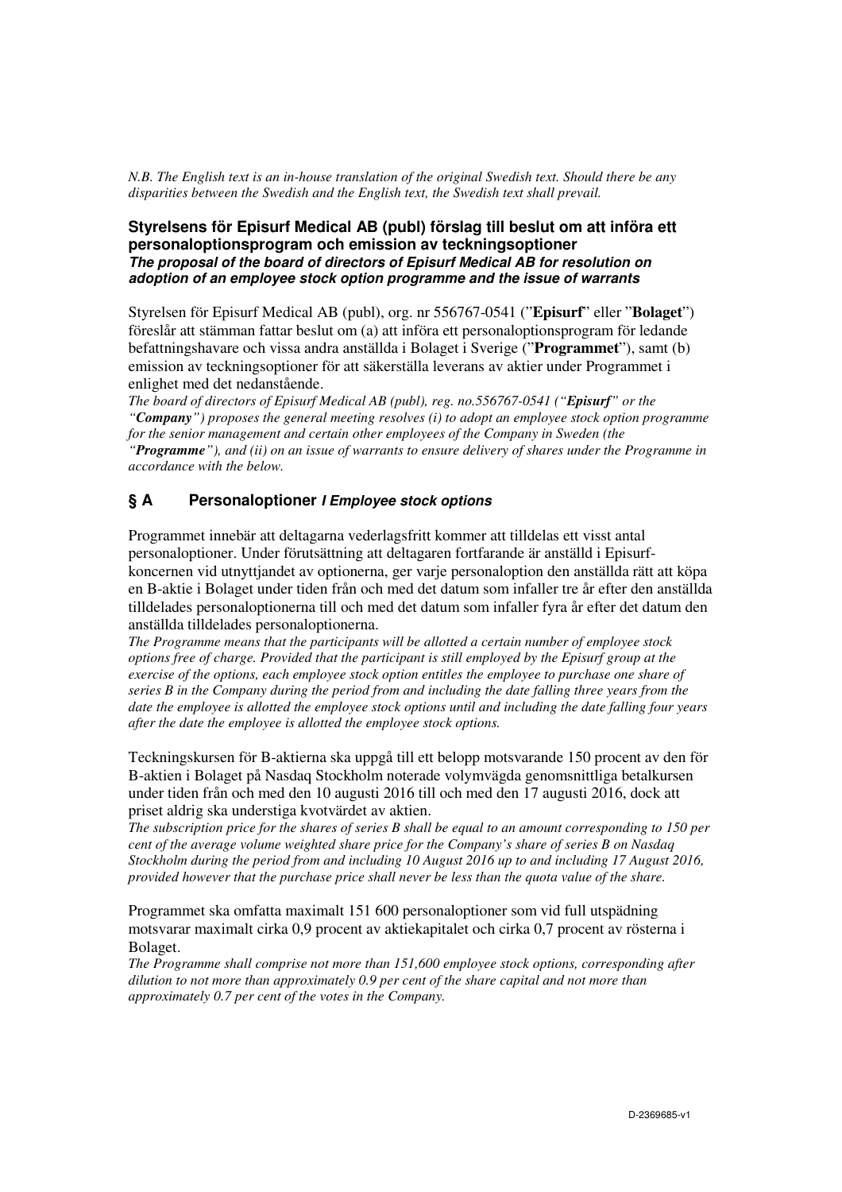*N.B. The English text is an in-house translation of the original Swedish text. Should there be any disparities between the Swedish and the English text, the Swedish text shall prevail.*

## Styrelsens för Episurf Medical AB (publ) förslag till beslut om att införa ett personaloptionsprogram och emission av teckningsoptioner
### *The proposal of the board of directors of Episurf Medical AB for resolution on adoption of an employee stock option programme and the issue of warrants*

Styrelsen för Episurf Medical AB (publ), org. nr 556767-0541 (”**Episurf**” eller ”**Bolaget**”) föreslår att stämman fattar beslut om (a) att införa ett personaloptionsprogram för ledande befattningshavare och vissa andra anställda i Bolaget i Sverige (”**Programmet**”), samt (b) emission av teckningsoptioner för att säkerställa leverans av aktier under Programmet i enlighet med det nedanstående.

*The board of directors of Episurf Medical AB (publ), reg. no.556767-0541 (“**Episurf**” or the “**Company**”) proposes the general meeting resolves (i) to adopt an employee stock option programme for the senior management and certain other employees of the Company in Sweden (the “**Programme**”), and (ii) on an issue of warrants to ensure delivery of shares under the Programme in accordance with the below.*

## § A Personaloptioner *I Employee stock options*

Programmet innebär att deltagarna vederlagsfritt kommer att tilldelas ett visst antal personaloptioner. Under förutsättning att deltagaren fortfarande är anställd i Episurf-koncernen vid utnyttjandet av optionerna, ger varje personaloption den anställda rätt att köpa en B-aktie i Bolaget under tiden från och med det datum som infaller tre år efter den anställda tilldelades personaloptionerna till och med det datum som infaller fyra år efter det datum den anställda tilldelades personaloptionerna.

*The Programme means that the participants will be allotted a certain number of employee stock options free of charge. Provided that the participant is still employed by the Episurf group at the exercise of the options, each employee stock option entitles the employee to purchase one share of series B in the Company during the period from and including the date falling three years from the date the employee is allotted the employee stock options until and including the date falling four years after the date the employee is allotted the employee stock options.*

Teckningskursen för B-aktierna ska uppgå till ett belopp motsvarande 150 procent av den för B-aktien i Bolaget på Nasdaq Stockholm noterade volymvägda genomsnittliga betalkursen under tiden från och med den 10 augusti 2016 till och med den 17 augusti 2016, dock att priset aldrig ska understiga kvotvärdet av aktien.

*The subscription price for the shares of series B shall be equal to an amount corresponding to 150 per cent of the average volume weighted share price for the Company’s share of series B on Nasdaq Stockholm during the period from and including 10 August 2016 up to and including 17 August 2016, provided however that the purchase price shall never be less than the quota value of the share.*

Programmet ska omfatta maximalt 151 600 personaloptioner som vid full utspädning motsvarar maximalt cirka 0,9 procent av aktiekapitalet och cirka 0,7 procent av rösterna i Bolaget.

*The Programme shall comprise not more than 151,600 employee stock options, corresponding after dilution to not more than approximately 0.9 per cent of the share capital and not more than approximately 0.7 per cent of the votes in the Company.*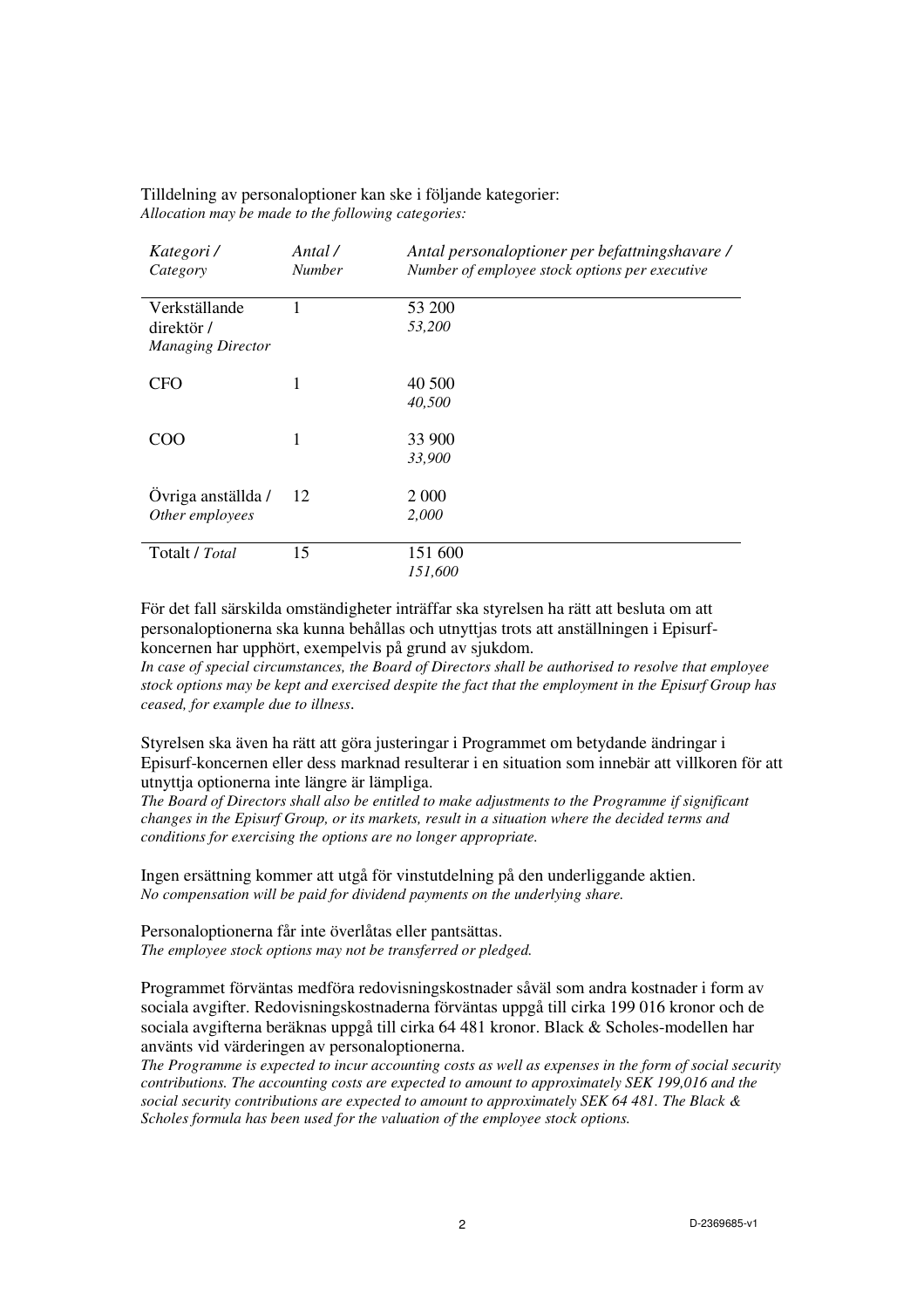Tilldelning av personaloptioner kan ske i följande kategorier:
*Allocation may be made to the following categories:*

| *Kategori / Category* | *Antal / Number* | *Antal personaloptioner per befattningshavare / Number of employee stock options per executive* |
|---|---|---|
| Verkställande direktör / *Managing Director* | 1 | 53 200 *53,200* |
| CFO | 1 | 40 500 *40,500* |
| COO | 1 | 33 900 *33,900* |
| Övriga anställda / *Other employees* | 12 | 2 000 *2,000* |
| Totalt / *Total* | 15 | 151 600 *151,600* |

För det fall särskilda omständigheter inträffar ska styrelsen ha rätt att besluta om att personaloptionerna ska kunna behållas och utnyttjas trots att anställningen i Episurf-koncernen har upphört, exempelvis på grund av sjukdom.
*In case of special circumstances, the Board of Directors shall be authorised to resolve that employee stock options may be kept and exercised despite the fact that the employment in the Episurf Group has ceased, for example due to illness.*

Styrelsen ska även ha rätt att göra justeringar i Programmet om betydande ändringar i Episurf-koncernen eller dess marknad resulterar i en situation som innebär att villkoren för att utnyttja optionerna inte längre är lämpliga.
*The Board of Directors shall also be entitled to make adjustments to the Programme if significant changes in the Episurf Group, or its markets, result in a situation where the decided terms and conditions for exercising the options are no longer appropriate.*

Ingen ersättning kommer att utgå för vinstutdelning på den underliggande aktien.
*No compensation will be paid for dividend payments on the underlying share.*

Personaloptionerna får inte överlåtas eller pantsättas.
*The employee stock options may not be transferred or pledged.*

Programmet förväntas medföra redovisningskostnader såväl som andra kostnader i form av sociala avgifter. Redovisningskostnaderna förväntas uppgå till cirka 199 016 kronor och de sociala avgifterna beräknas uppgå till cirka 64 481 kronor. Black & Scholes-modellen har använts vid värderingen av personaloptionerna.
*The Programme is expected to incur accounting costs as well as expenses in the form of social security contributions. The accounting costs are expected to amount to approximately SEK 199,016 and the social security contributions are expected to amount to approximately SEK 64 481. The Black & Scholes formula has been used for the valuation of the employee stock options.*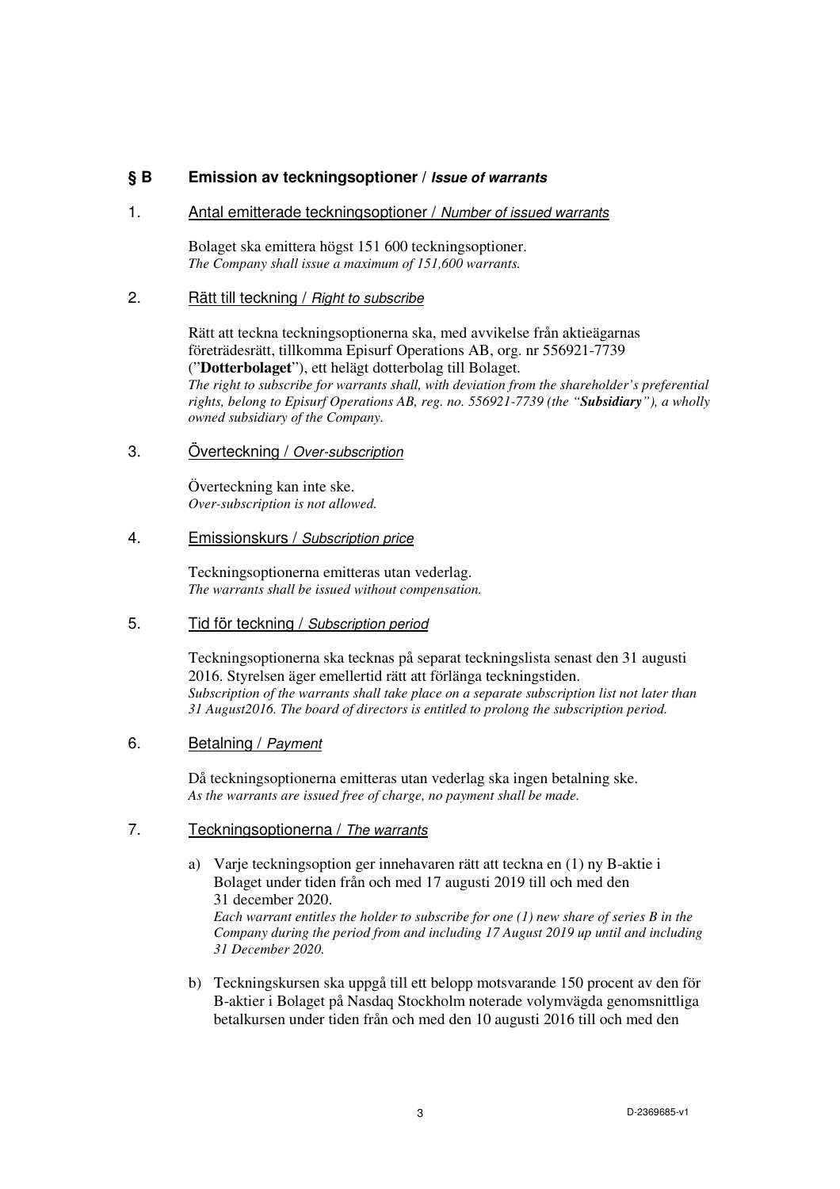## § B Emission av teckningsoptioner / *Issue of warrants*

### 1. Antal emitterade teckningsoptioner / *Number of issued warrants*

Bolaget ska emittera högst 151 600 teckningsoptioner.
*The Company shall issue a maximum of 151,600 warrants.*

### 2. Rätt till teckning / *Right to subscribe*

Rätt att teckna teckningsoptionerna ska, med avvikelse från aktieägarnas företrädesrätt, tillkomma Episurf Operations AB, org. nr 556921-7739 ("**Dotterbolaget**"), ett helägt dotterbolag till Bolaget.
*The right to subscribe for warrants shall, with deviation from the shareholder's preferential rights, belong to Episurf Operations AB, reg. no. 556921-7739 (the "**Subsidiary**"), a wholly owned subsidiary of the Company.*

### 3. Överteckning / *Over-subscription*

Överteckning kan inte ske.
*Over-subscription is not allowed.*

### 4. Emissionskurs / *Subscription price*

Teckningsoptionerna emitteras utan vederlag.
*The warrants shall be issued without compensation.*

### 5. Tid för teckning / *Subscription period*

Teckningsoptionerna ska tecknas på separat teckningslista senast den 31 augusti 2016. Styrelsen äger emellertid rätt att förlänga teckningstiden.
*Subscription of the warrants shall take place on a separate subscription list not later than 31 August2016. The board of directors is entitled to prolong the subscription period.*

### 6. Betalning / *Payment*

Då teckningsoptionerna emitteras utan vederlag ska ingen betalning ske.
*As the warrants are issued free of charge, no payment shall be made.*

### 7. Teckningsoptionerna / *The warrants*

a) Varje teckningsoption ger innehavaren rätt att teckna en (1) ny B-aktie i Bolaget under tiden från och med 17 augusti 2019 till och med den 31 december 2020.
*Each warrant entitles the holder to subscribe for one (1) new share of series B in the Company during the period from and including 17 August 2019 up until and including 31 December 2020.*

b) Teckningskursen ska uppgå till ett belopp motsvarande 150 procent av den för B-aktier i Bolaget på Nasdaq Stockholm noterade volymvägda genomsnittliga betalkursen under tiden från och med den 10 augusti 2016 till och med den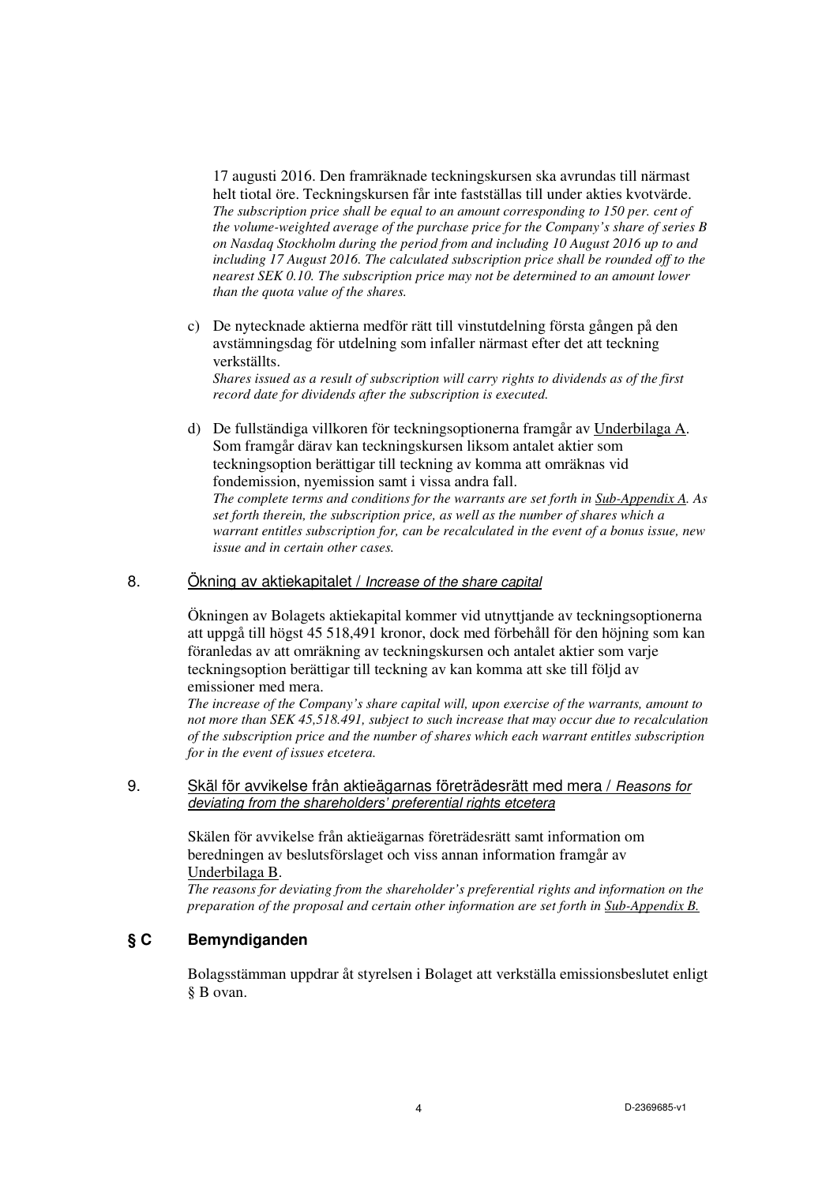17 augusti 2016. Den framräknade teckningskursen ska avrundas till närmast helt tiotal öre. Teckningskursen får inte fastställas till under akties kvotvärde.
*The subscription price shall be equal to an amount corresponding to 150 per. cent of the volume-weighted average of the purchase price for the Company's share of series B on Nasdaq Stockholm during the period from and including 10 August 2016 up to and including 17 August 2016. The calculated subscription price shall be rounded off to the nearest SEK 0.10. The subscription price may not be determined to an amount lower than the quota value of the shares.*

c) De nytecknade aktierna medför rätt till vinstutdelning första gången på den avstämningsdag för utdelning som infaller närmast efter det att teckning verkställts.
*Shares issued as a result of subscription will carry rights to dividends as of the first record date for dividends after the subscription is executed.*

d) De fullständiga villkoren för teckningsoptionerna framgår av Underbilaga A. Som framgår därav kan teckningskursen liksom antalet aktier som teckningsoption berättigar till teckning av komma att omräknas vid fondemission, nyemission samt i vissa andra fall.
*The complete terms and conditions for the warrants are set forth in Sub-Appendix A. As set forth therein, the subscription price, as well as the number of shares which a warrant entitles subscription for, can be recalculated in the event of a bonus issue, new issue and in certain other cases.*

## 8. Ökning av aktiekapitalet / *Increase of the share capital*

Ökningen av Bolagets aktiekapital kommer vid utnyttjande av teckningsoptionerna att uppgå till högst 45 518,491 kronor, dock med förbehåll för den höjning som kan föranledas av att omräkning av teckningskursen och antalet aktier som varje teckningsoption berättigar till teckning av kan komma att ske till följd av emissioner med mera.
*The increase of the Company's share capital will, upon exercise of the warrants, amount to not more than SEK 45,518.491, subject to such increase that may occur due to recalculation of the subscription price and the number of shares which each warrant entitles subscription for in the event of issues etcetera.*

## 9. Skäl för avvikelse från aktieägarnas företrädesrätt med mera / *Reasons for deviating from the shareholders' preferential rights etcetera*

Skälen för avvikelse från aktieägarnas företrädesrätt samt information om beredningen av beslutsförslaget och viss annan information framgår av Underbilaga B.
*The reasons for deviating from the shareholder's preferential rights and information on the preparation of the proposal and certain other information are set forth in Sub-Appendix B.*

## § C Bemyndiganden

Bolagsstämman uppdrar åt styrelsen i Bolaget att verkställa emissionsbeslutet enligt § B ovan.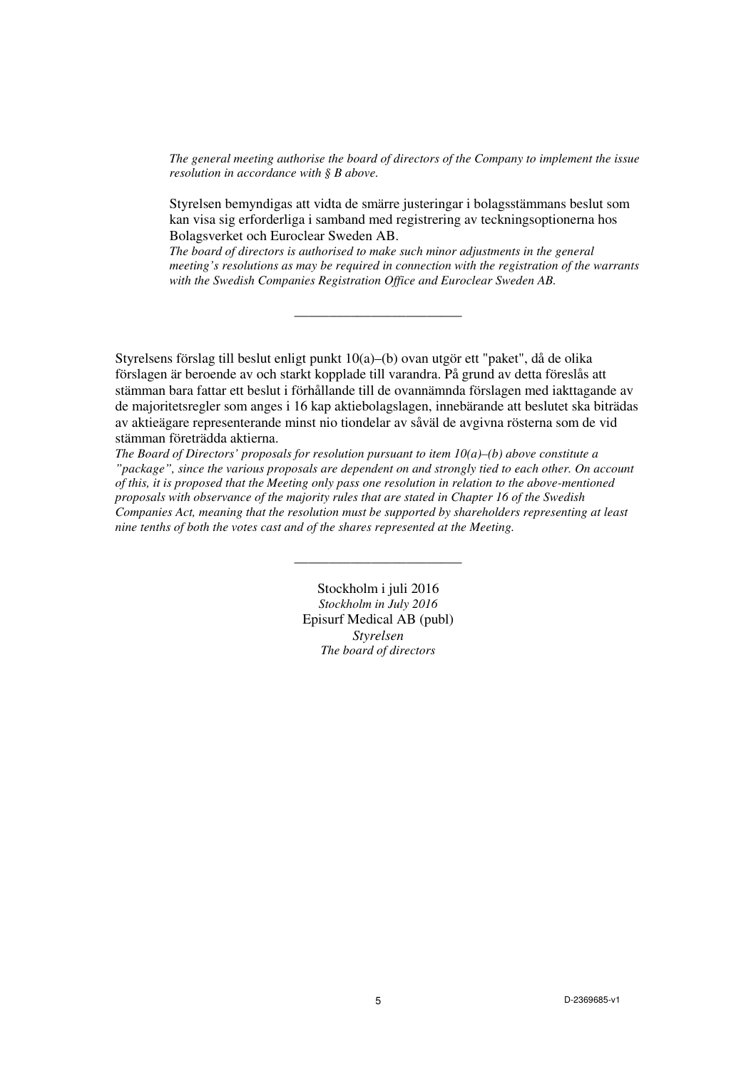*The general meeting authorise the board of directors of the Company to implement the issue resolution in accordance with § B above.*

Styrelsen bemyndigas att vidta de smärre justeringar i bolagsstämmans beslut som kan visa sig erforderliga i samband med registrering av teckningsoptionerna hos Bolagsverket och Euroclear Sweden AB.
*The board of directors is authorised to make such minor adjustments in the general meeting's resolutions as may be required in connection with the registration of the warrants with the Swedish Companies Registration Office and Euroclear Sweden AB.*

\_\_\_\_\_\_\_\_\_\_\_\_\_\_\_\_\_\_\_\_\_\_\_\_\_

Styrelsens förslag till beslut enligt punkt 10(a)–(b) ovan utgör ett "paket", då de olika förslagen är beroende av och starkt kopplade till varandra. På grund av detta föreslås att stämman bara fattar ett beslut i förhållande till de ovannämnda förslagen med iakttagande av de majoritetsregler som anges i 16 kap aktiebolagslagen, innebärande att beslutet ska biträdas av aktieägare representerande minst nio tiondelar av såväl de avgivna rösterna som de vid stämman företrädda aktierna.
*The Board of Directors' proposals for resolution pursuant to item 10(a)–(b) above constitute a "package", since the various proposals are dependent on and strongly tied to each other. On account of this, it is proposed that the Meeting only pass one resolution in relation to the above-mentioned proposals with observance of the majority rules that are stated in Chapter 16 of the Swedish Companies Act, meaning that the resolution must be supported by shareholders representing at least nine tenths of both the votes cast and of the shares represented at the Meeting.*

\_\_\_\_\_\_\_\_\_\_\_\_\_\_\_\_\_\_\_\_\_\_\_\_\_

Stockholm i juli 2016
*Stockholm in July 2016*
Episurf Medical AB (publ)
*Styrelsen*
*The board of directors*